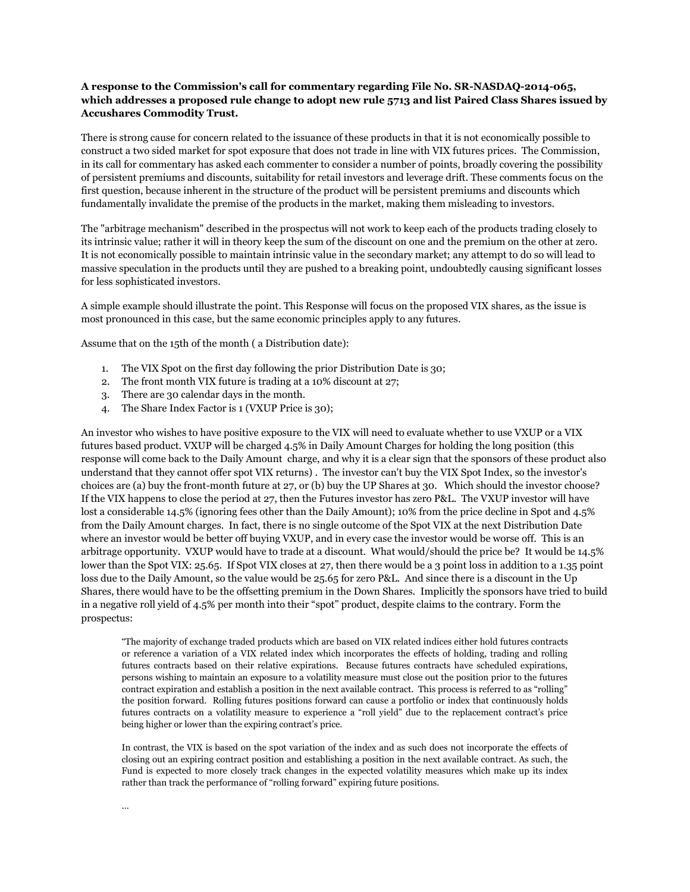**A response to the Commission's call for commentary regarding File No. SR-NASDAQ-2014-065, which addresses a proposed rule change to adopt new rule 5713 and list Paired Class Shares issued by Accushares Commodity Trust.**

There is strong cause for concern related to the issuance of these products in that it is not economically possible to construct a two sided market for spot exposure that does not trade in line with VIX futures prices. The Commission, in its call for commentary has asked each commenter to consider a number of points, broadly covering the possibility of persistent premiums and discounts, suitability for retail investors and leverage drift. These comments focus on the first question, because inherent in the structure of the product will be persistent premiums and discounts which fundamentally invalidate the premise of the products in the market, making them misleading to investors.

The "arbitrage mechanism" described in the prospectus will not work to keep each of the products trading closely to its intrinsic value; rather it will in theory keep the sum of the discount on one and the premium on the other at zero. It is not economically possible to maintain intrinsic value in the secondary market; any attempt to do so will lead to massive speculation in the products until they are pushed to a breaking point, undoubtedly causing significant losses for less sophisticated investors.

A simple example should illustrate the point. This Response will focus on the proposed VIX shares, as the issue is most pronounced in this case, but the same economic principles apply to any futures.

Assume that on the 15th of the month ( a Distribution date):

1. The VIX Spot on the first day following the prior Distribution Date is 30;
2. The front month VIX future is trading at a 10% discount at 27;
3. There are 30 calendar days in the month.
4. The Share Index Factor is 1 (VXUP Price is 30);

An investor who wishes to have positive exposure to the VIX will need to evaluate whether to use VXUP or a VIX futures based product. VXUP will be charged 4.5% in Daily Amount Charges for holding the long position (this response will come back to the Daily Amount charge, and why it is a clear sign that the sponsors of these product also understand that they cannot offer spot VIX returns) . The investor can't buy the VIX Spot Index, so the investor's choices are (a) buy the front-month future at 27, or (b) buy the UP Shares at 30. Which should the investor choose? If the VIX happens to close the period at 27, then the Futures investor has zero P&L. The VXUP investor will have lost a considerable 14.5% (ignoring fees other than the Daily Amount); 10% from the price decline in Spot and 4.5% from the Daily Amount charges. In fact, there is no single outcome of the Spot VIX at the next Distribution Date where an investor would be better off buying VXUP, and in every case the investor would be worse off. This is an arbitrage opportunity. VXUP would have to trade at a discount. What would/should the price be? It would be 14.5% lower than the Spot VIX: 25.65. If Spot VIX closes at 27, then there would be a 3 point loss in addition to a 1.35 point loss due to the Daily Amount, so the value would be 25.65 for zero P&L. And since there is a discount in the Up Shares, there would have to be the offsetting premium in the Down Shares. Implicitly the sponsors have tried to build in a negative roll yield of 4.5% per month into their "spot" product, despite claims to the contrary. Form the prospectus:

> "The majority of exchange traded products which are based on VIX related indices either hold futures contracts or reference a variation of a VIX related index which incorporates the effects of holding, trading and rolling futures contracts based on their relative expirations. Because futures contracts have scheduled expirations, persons wishing to maintain an exposure to a volatility measure must close out the position prior to the futures contract expiration and establish a position in the next available contract. This process is referred to as "rolling" the position forward. Rolling futures positions forward can cause a portfolio or index that continuously holds futures contracts on a volatility measure to experience a "roll yield" due to the replacement contract's price being higher or lower than the expiring contract's price.
>
> In contrast, the VIX is based on the spot variation of the index and as such does not incorporate the effects of closing out an expiring contract position and establishing a position in the next available contract. As such, the Fund is expected to more closely track changes in the expected volatility measures which make up its index rather than track the performance of "rolling forward" expiring future positions.
>
> …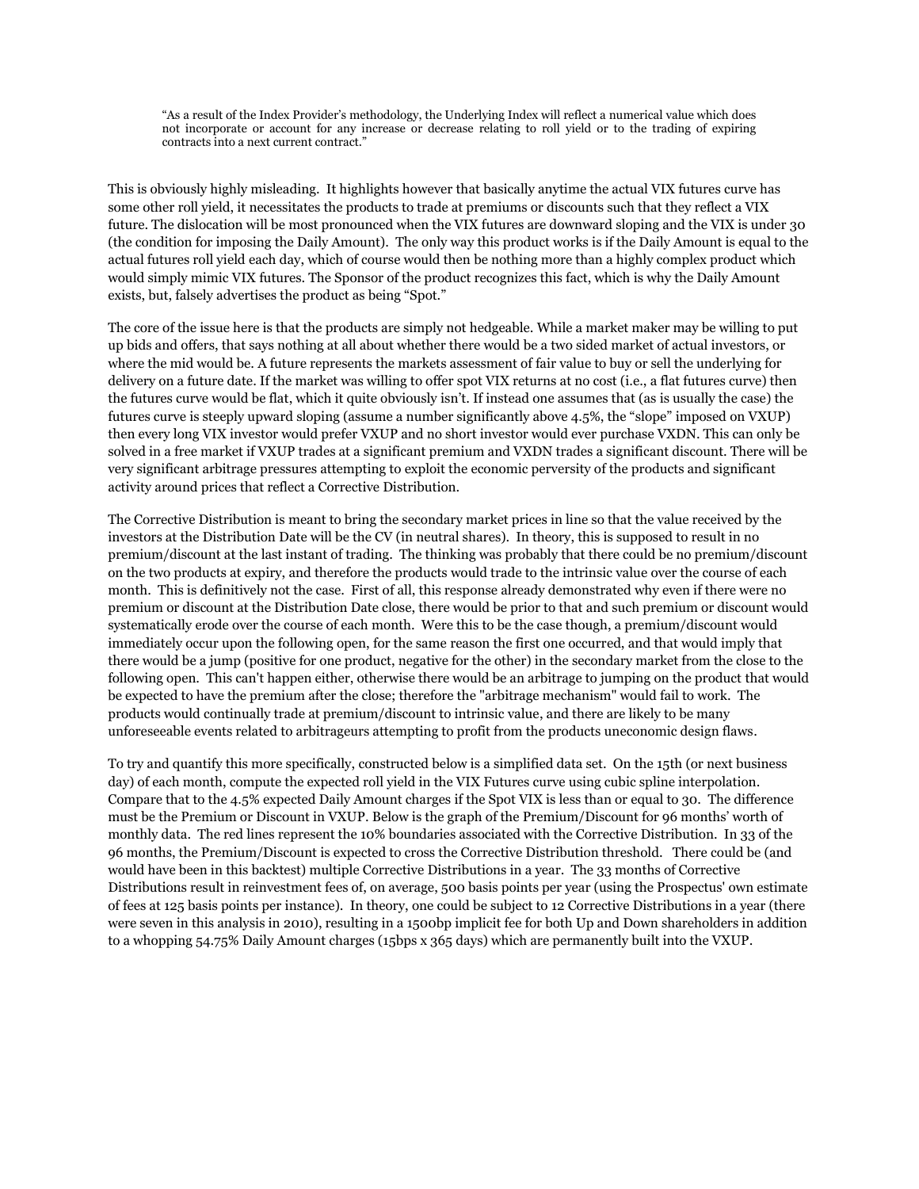> "As a result of the Index Provider's methodology, the Underlying Index will reflect a numerical value which does not incorporate or account for any increase or decrease relating to roll yield or to the trading of expiring contracts into a next current contract."

This is obviously highly misleading. It highlights however that basically anytime the actual VIX futures curve has some other roll yield, it necessitates the products to trade at premiums or discounts such that they reflect a VIX future. The dislocation will be most pronounced when the VIX futures are downward sloping and the VIX is under 30 (the condition for imposing the Daily Amount). The only way this product works is if the Daily Amount is equal to the actual futures roll yield each day, which of course would then be nothing more than a highly complex product which would simply mimic VIX futures. The Sponsor of the product recognizes this fact, which is why the Daily Amount exists, but, falsely advertises the product as being "Spot."

The core of the issue here is that the products are simply not hedgeable. While a market maker may be willing to put up bids and offers, that says nothing at all about whether there would be a two sided market of actual investors, or where the mid would be. A future represents the markets assessment of fair value to buy or sell the underlying for delivery on a future date. If the market was willing to offer spot VIX returns at no cost (i.e., a flat futures curve) then the futures curve would be flat, which it quite obviously isn't. If instead one assumes that (as is usually the case) the futures curve is steeply upward sloping (assume a number significantly above 4.5%, the "slope" imposed on VXUP) then every long VIX investor would prefer VXUP and no short investor would ever purchase VXDN. This can only be solved in a free market if VXUP trades at a significant premium and VXDN trades a significant discount. There will be very significant arbitrage pressures attempting to exploit the economic perversity of the products and significant activity around prices that reflect a Corrective Distribution.

The Corrective Distribution is meant to bring the secondary market prices in line so that the value received by the investors at the Distribution Date will be the CV (in neutral shares). In theory, this is supposed to result in no premium/discount at the last instant of trading. The thinking was probably that there could be no premium/discount on the two products at expiry, and therefore the products would trade to the intrinsic value over the course of each month. This is definitively not the case. First of all, this response already demonstrated why even if there were no premium or discount at the Distribution Date close, there would be prior to that and such premium or discount would systematically erode over the course of each month. Were this to be the case though, a premium/discount would immediately occur upon the following open, for the same reason the first one occurred, and that would imply that there would be a jump (positive for one product, negative for the other) in the secondary market from the close to the following open. This can't happen either, otherwise there would be an arbitrage to jumping on the product that would be expected to have the premium after the close; therefore the "arbitrage mechanism" would fail to work. The products would continually trade at premium/discount to intrinsic value, and there are likely to be many unforeseeable events related to arbitrageurs attempting to profit from the products uneconomic design flaws.

To try and quantify this more specifically, constructed below is a simplified data set. On the 15th (or next business day) of each month, compute the expected roll yield in the VIX Futures curve using cubic spline interpolation. Compare that to the 4.5% expected Daily Amount charges if the Spot VIX is less than or equal to 30. The difference must be the Premium or Discount in VXUP. Below is the graph of the Premium/Discount for 96 months' worth of monthly data. The red lines represent the 10% boundaries associated with the Corrective Distribution. In 33 of the 96 months, the Premium/Discount is expected to cross the Corrective Distribution threshold. There could be (and would have been in this backtest) multiple Corrective Distributions in a year. The 33 months of Corrective Distributions result in reinvestment fees of, on average, 500 basis points per year (using the Prospectus' own estimate of fees at 125 basis points per instance). In theory, one could be subject to 12 Corrective Distributions in a year (there were seven in this analysis in 2010), resulting in a 1500bp implicit fee for both Up and Down shareholders in addition to a whopping 54.75% Daily Amount charges (15bps x 365 days) which are permanently built into the VXUP.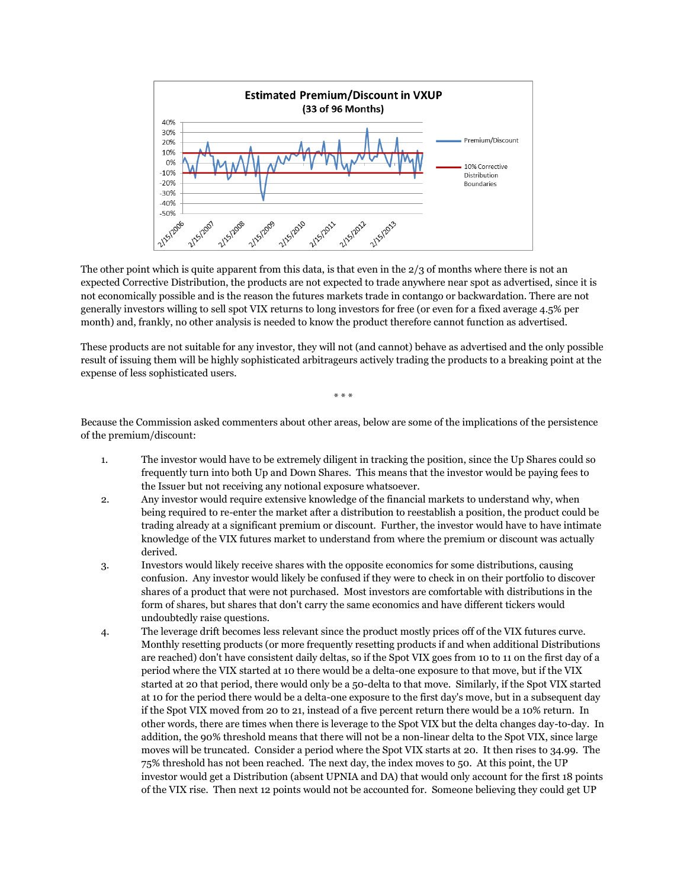The other point which is quite apparent from this data, is that even in the 2/3 of months where there is not an expected Corrective Distribution, the products are not expected to trade anywhere near spot as advertised, since it is not economically possible and is the reason the futures markets trade in contango or backwardation. There are not generally investors willing to sell spot VIX returns to long investors for free (or even for a fixed average 4.5% per month) and, frankly, no other analysis is needed to know the product therefore cannot function as advertised.

These products are not suitable for any investor, they will not (and cannot) behave as advertised and the only possible result of issuing them will be highly sophisticated arbitrageurs actively trading the products to a breaking point at the expense of less sophisticated users.

\* \* \*

Because the Commission asked commenters about other areas, below are some of the implications of the persistence of the premium/discount:

1. The investor would have to be extremely diligent in tracking the position, since the Up Shares could so frequently turn into both Up and Down Shares. This means that the investor would be paying fees to the Issuer but not receiving any notional exposure whatsoever.
2. Any investor would require extensive knowledge of the financial markets to understand why, when being required to re-enter the market after a distribution to reestablish a position, the product could be trading already at a significant premium or discount. Further, the investor would have to have intimate knowledge of the VIX futures market to understand from where the premium or discount was actually derived.
3. Investors would likely receive shares with the opposite economics for some distributions, causing confusion. Any investor would likely be confused if they were to check in on their portfolio to discover shares of a product that were not purchased. Most investors are comfortable with distributions in the form of shares, but shares that don't carry the same economics and have different tickers would undoubtedly raise questions.
4. The leverage drift becomes less relevant since the product mostly prices off of the VIX futures curve. Monthly resetting products (or more frequently resetting products if and when additional Distributions are reached) don't have consistent daily deltas, so if the Spot VIX goes from 10 to 11 on the first day of a period where the VIX started at 10 there would be a delta-one exposure to that move, but if the VIX started at 20 that period, there would only be a 50-delta to that move. Similarly, if the Spot VIX started at 10 for the period there would be a delta-one exposure to the first day's move, but in a subsequent day if the Spot VIX moved from 20 to 21, instead of a five percent return there would be a 10% return. In other words, there are times when there is leverage to the Spot VIX but the delta changes day-to-day. In addition, the 90% threshold means that there will not be a non-linear delta to the Spot VIX, since large moves will be truncated. Consider a period where the Spot VIX starts at 20. It then rises to 34.99. The 75% threshold has not been reached. The next day, the index moves to 50. At this point, the UP investor would get a Distribution (absent UPNIA and DA) that would only account for the first 18 points of the VIX rise. Then next 12 points would not be accounted for. Someone believing they could get UP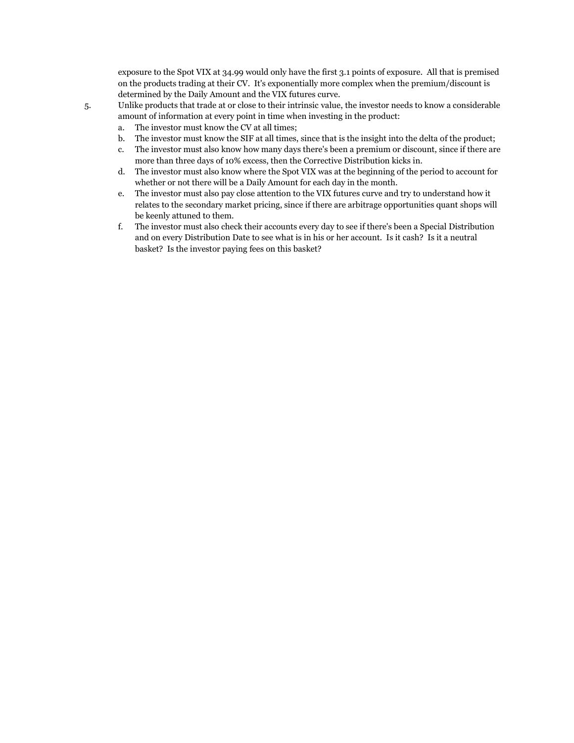exposure to the Spot VIX at 34.99 would only have the first 3.1 points of exposure. All that is premised on the products trading at their CV. It's exponentially more complex when the premium/discount is determined by the Daily Amount and the VIX futures curve.

5. Unlike products that trade at or close to their intrinsic value, the investor needs to know a considerable amount of information at every point in time when investing in the product:
   a. The investor must know the CV at all times;
   b. The investor must know the SIF at all times, since that is the insight into the delta of the product;
   c. The investor must also know how many days there's been a premium or discount, since if there are more than three days of 10% excess, then the Corrective Distribution kicks in.
   d. The investor must also know where the Spot VIX was at the beginning of the period to account for whether or not there will be a Daily Amount for each day in the month.
   e. The investor must also pay close attention to the VIX futures curve and try to understand how it relates to the secondary market pricing, since if there are arbitrage opportunities quant shops will be keenly attuned to them.
   f. The investor must also check their accounts every day to see if there's been a Special Distribution and on every Distribution Date to see what is in his or her account. Is it cash? Is it a neutral basket? Is the investor paying fees on this basket?